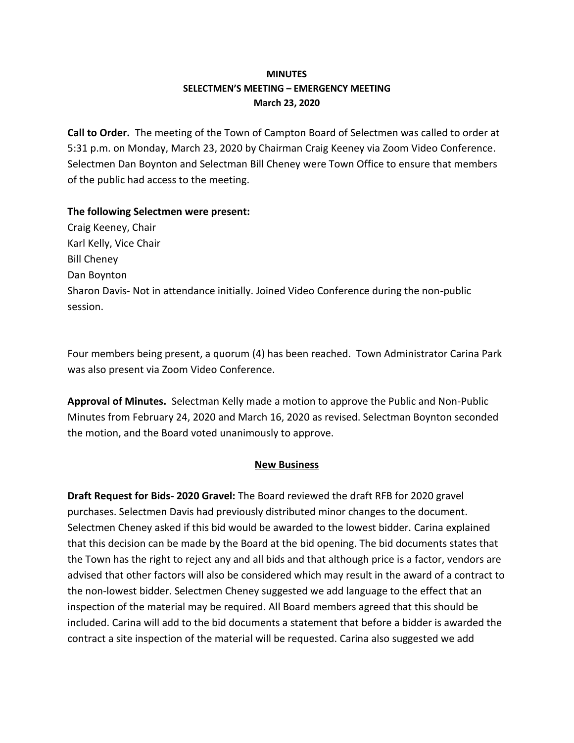**MINUTES**
**SELECTMEN'S MEETING – EMERGENCY MEETING**
**March 23, 2020**

**Call to Order.** The meeting of the Town of Campton Board of Selectmen was called to order at 5:31 p.m. on Monday, March 23, 2020 by Chairman Craig Keeney via Zoom Video Conference. Selectmen Dan Boynton and Selectman Bill Cheney were Town Office to ensure that members of the public had access to the meeting.

**The following Selectmen were present:**
Craig Keeney, Chair
Karl Kelly, Vice Chair
Bill Cheney
Dan Boynton
Sharon Davis- Not in attendance initially. Joined Video Conference during the non-public session.

Four members being present, a quorum (4) has been reached. Town Administrator Carina Park was also present via Zoom Video Conference.

**Approval of Minutes.** Selectman Kelly made a motion to approve the Public and Non-Public Minutes from February 24, 2020 and March 16, 2020 as revised. Selectman Boynton seconded the motion, and the Board voted unanimously to approve.

## New Business

**Draft Request for Bids- 2020 Gravel:** The Board reviewed the draft RFB for 2020 gravel purchases. Selectmen Davis had previously distributed minor changes to the document. Selectmen Cheney asked if this bid would be awarded to the lowest bidder. Carina explained that this decision can be made by the Board at the bid opening. The bid documents states that the Town has the right to reject any and all bids and that although price is a factor, vendors are advised that other factors will also be considered which may result in the award of a contract to the non-lowest bidder. Selectmen Cheney suggested we add language to the effect that an inspection of the material may be required. All Board members agreed that this should be included. Carina will add to the bid documents a statement that before a bidder is awarded the contract a site inspection of the material will be requested. Carina also suggested we add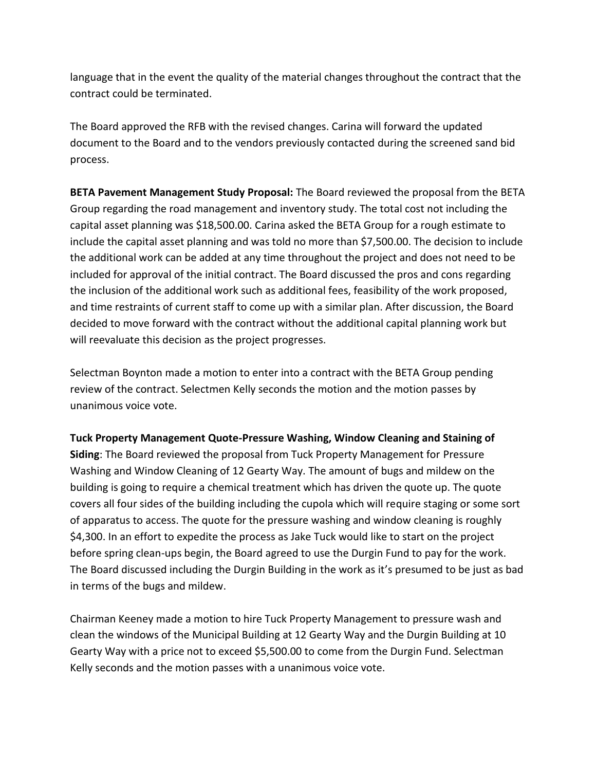language that in the event the quality of the material changes throughout the contract that the contract could be terminated.

The Board approved the RFB with the revised changes. Carina will forward the updated document to the Board and to the vendors previously contacted during the screened sand bid process.

**BETA Pavement Management Study Proposal:** The Board reviewed the proposal from the BETA Group regarding the road management and inventory study. The total cost not including the capital asset planning was $18,500.00. Carina asked the BETA Group for a rough estimate to include the capital asset planning and was told no more than $7,500.00. The decision to include the additional work can be added at any time throughout the project and does not need to be included for approval of the initial contract. The Board discussed the pros and cons regarding the inclusion of the additional work such as additional fees, feasibility of the work proposed, and time restraints of current staff to come up with a similar plan. After discussion, the Board decided to move forward with the contract without the additional capital planning work but will reevaluate this decision as the project progresses.

Selectman Boynton made a motion to enter into a contract with the BETA Group pending review of the contract. Selectmen Kelly seconds the motion and the motion passes by unanimous voice vote.

**Tuck Property Management Quote-Pressure Washing, Window Cleaning and Staining of Siding**: The Board reviewed the proposal from Tuck Property Management for Pressure Washing and Window Cleaning of 12 Gearty Way. The amount of bugs and mildew on the building is going to require a chemical treatment which has driven the quote up. The quote covers all four sides of the building including the cupola which will require staging or some sort of apparatus to access. The quote for the pressure washing and window cleaning is roughly $4,300. In an effort to expedite the process as Jake Tuck would like to start on the project before spring clean-ups begin, the Board agreed to use the Durgin Fund to pay for the work. The Board discussed including the Durgin Building in the work as it's presumed to be just as bad in terms of the bugs and mildew.

Chairman Keeney made a motion to hire Tuck Property Management to pressure wash and clean the windows of the Municipal Building at 12 Gearty Way and the Durgin Building at 10 Gearty Way with a price not to exceed $5,500.00 to come from the Durgin Fund. Selectman Kelly seconds and the motion passes with a unanimous voice vote.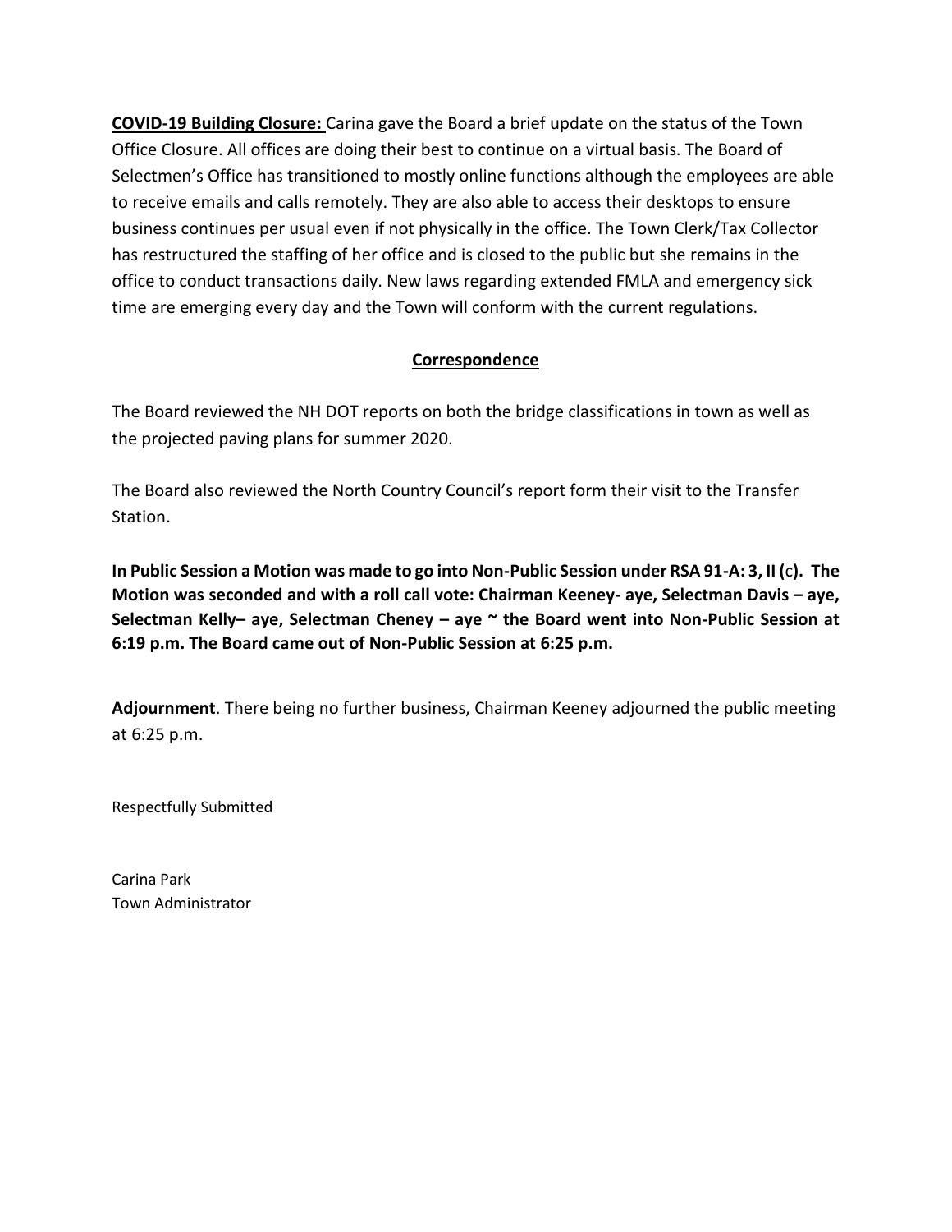**COVID-19 Building Closure:** Carina gave the Board a brief update on the status of the Town Office Closure. All offices are doing their best to continue on a virtual basis. The Board of Selectmen's Office has transitioned to mostly online functions although the employees are able to receive emails and calls remotely. They are also able to access their desktops to ensure business continues per usual even if not physically in the office. The Town Clerk/Tax Collector has restructured the staffing of her office and is closed to the public but she remains in the office to conduct transactions daily. New laws regarding extended FMLA and emergency sick time are emerging every day and the Town will conform with the current regulations.

## Correspondence

The Board reviewed the NH DOT reports on both the bridge classifications in town as well as the projected paving plans for summer 2020.

The Board also reviewed the North Country Council's report form their visit to the Transfer Station.

**In Public Session a Motion was made to go into Non-Public Session under RSA 91-A: 3, II (c). The Motion was seconded and with a roll call vote: Chairman Keeney- aye, Selectman Davis – aye, Selectman Kelly– aye, Selectman Cheney – aye ~ the Board went into Non-Public Session at 6:19 p.m. The Board came out of Non-Public Session at 6:25 p.m.**

**Adjournment**. There being no further business, Chairman Keeney adjourned the public meeting at 6:25 p.m.

Respectfully Submitted

Carina Park
Town Administrator